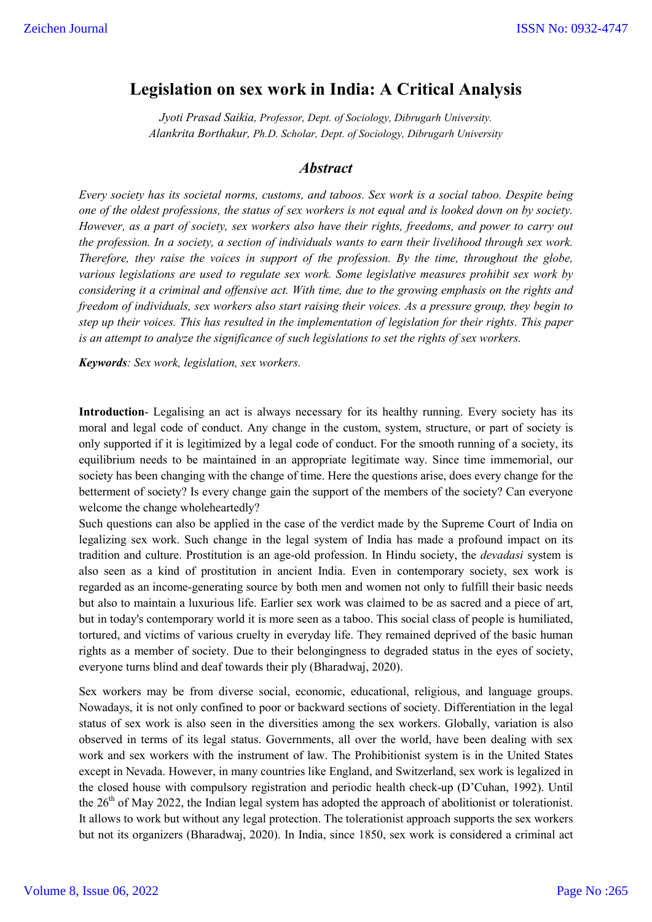# Legislation on sex work in India: A Critical Analysis

*Jyoti Prasad Saikia, Professor, Dept. of Sociology, Dibrugarh University.*
*Alankrita Borthakur, Ph.D. Scholar, Dept. of Sociology, Dibrugarh University*

## *Abstract*

*Every society has its societal norms, customs, and taboos. Sex work is a social taboo. Despite being one of the oldest professions, the status of sex workers is not equal and is looked down on by society. However, as a part of society, sex workers also have their rights, freedoms, and power to carry out the profession. In a society, a section of individuals wants to earn their livelihood through sex work. Therefore, they raise the voices in support of the profession. By the time, throughout the globe, various legislations are used to regulate sex work. Some legislative measures prohibit sex work by considering it a criminal and offensive act. With time, due to the growing emphasis on the rights and freedom of individuals, sex workers also start raising their voices. As a pressure group, they begin to step up their voices. This has resulted in the implementation of legislation for their rights. This paper is an attempt to analyze the significance of such legislations to set the rights of sex workers.*

***Keywords****: Sex work, legislation, sex workers.*

**Introduction**- Legalising an act is always necessary for its healthy running. Every society has its moral and legal code of conduct. Any change in the custom, system, structure, or part of society is only supported if it is legitimized by a legal code of conduct. For the smooth running of a society, its equilibrium needs to be maintained in an appropriate legitimate way. Since time immemorial, our society has been changing with the change of time. Here the questions arise, does every change for the betterment of society? Is every change gain the support of the members of the society? Can everyone welcome the change wholeheartedly?

Such questions can also be applied in the case of the verdict made by the Supreme Court of India on legalizing sex work. Such change in the legal system of India has made a profound impact on its tradition and culture. Prostitution is an age-old profession. In Hindu society, the *devadasi* system is also seen as a kind of prostitution in ancient India. Even in contemporary society, sex work is regarded as an income-generating source by both men and women not only to fulfill their basic needs but also to maintain a luxurious life. Earlier sex work was claimed to be as sacred and a piece of art, but in today's contemporary world it is more seen as a taboo. This social class of people is humiliated, tortured, and victims of various cruelty in everyday life. They remained deprived of the basic human rights as a member of society. Due to their belongingness to degraded status in the eyes of society, everyone turns blind and deaf towards their ply (Bharadwaj, 2020).

Sex workers may be from diverse social, economic, educational, religious, and language groups. Nowadays, it is not only confined to poor or backward sections of society. Differentiation in the legal status of sex work is also seen in the diversities among the sex workers. Globally, variation is also observed in terms of its legal status. Governments, all over the world, have been dealing with sex work and sex workers with the instrument of law. The Prohibitionist system is in the United States except in Nevada. However, in many countries like England, and Switzerland, sex work is legalized in the closed house with compulsory registration and periodic health check-up (D'Cuhan, 1992). Until the 26th of May 2022, the Indian legal system has adopted the approach of abolitionist or tolerationist. It allows to work but without any legal protection. The tolerationist approach supports the sex workers but not its organizers (Bharadwaj, 2020). In India, since 1850, sex work is considered a criminal act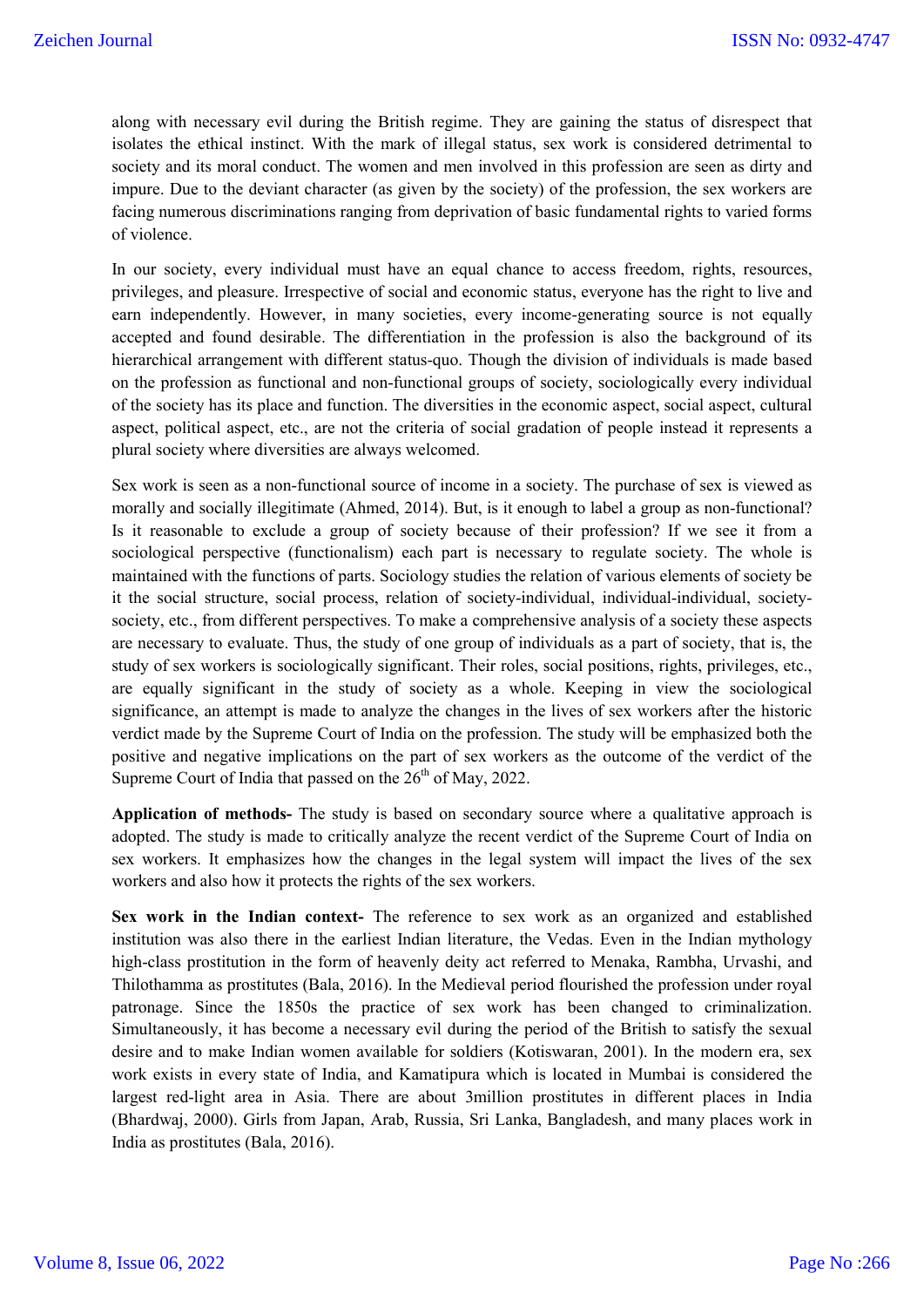along with necessary evil during the British regime. They are gaining the status of disrespect that isolates the ethical instinct. With the mark of illegal status, sex work is considered detrimental to society and its moral conduct. The women and men involved in this profession are seen as dirty and impure. Due to the deviant character (as given by the society) of the profession, the sex workers are facing numerous discriminations ranging from deprivation of basic fundamental rights to varied forms of violence.

In our society, every individual must have an equal chance to access freedom, rights, resources, privileges, and pleasure. Irrespective of social and economic status, everyone has the right to live and earn independently. However, in many societies, every income-generating source is not equally accepted and found desirable. The differentiation in the profession is also the background of its hierarchical arrangement with different status-quo. Though the division of individuals is made based on the profession as functional and non-functional groups of society, sociologically every individual of the society has its place and function. The diversities in the economic aspect, social aspect, cultural aspect, political aspect, etc., are not the criteria of social gradation of people instead it represents a plural society where diversities are always welcomed.

Sex work is seen as a non-functional source of income in a society. The purchase of sex is viewed as morally and socially illegitimate (Ahmed, 2014). But, is it enough to label a group as non-functional? Is it reasonable to exclude a group of society because of their profession? If we see it from a sociological perspective (functionalism) each part is necessary to regulate society. The whole is maintained with the functions of parts. Sociology studies the relation of various elements of society be it the social structure, social process, relation of society-individual, individual-individual, society-society, etc., from different perspectives. To make a comprehensive analysis of a society these aspects are necessary to evaluate. Thus, the study of one group of individuals as a part of society, that is, the study of sex workers is sociologically significant. Their roles, social positions, rights, privileges, etc., are equally significant in the study of society as a whole. Keeping in view the sociological significance, an attempt is made to analyze the changes in the lives of sex workers after the historic verdict made by the Supreme Court of India on the profession. The study will be emphasized both the positive and negative implications on the part of sex workers as the outcome of the verdict of the Supreme Court of India that passed on the 26th of May, 2022.

**Application of methods-** The study is based on secondary source where a qualitative approach is adopted. The study is made to critically analyze the recent verdict of the Supreme Court of India on sex workers. It emphasizes how the changes in the legal system will impact the lives of the sex workers and also how it protects the rights of the sex workers.

**Sex work in the Indian context-** The reference to sex work as an organized and established institution was also there in the earliest Indian literature, the Vedas. Even in the Indian mythology high-class prostitution in the form of heavenly deity act referred to Menaka, Rambha, Urvashi, and Thilothamma as prostitutes (Bala, 2016). In the Medieval period flourished the profession under royal patronage. Since the 1850s the practice of sex work has been changed to criminalization. Simultaneously, it has become a necessary evil during the period of the British to satisfy the sexual desire and to make Indian women available for soldiers (Kotiswaran, 2001). In the modern era, sex work exists in every state of India, and Kamatipura which is located in Mumbai is considered the largest red-light area in Asia. There are about 3million prostitutes in different places in India (Bhardwaj, 2000). Girls from Japan, Arab, Russia, Sri Lanka, Bangladesh, and many places work in India as prostitutes (Bala, 2016).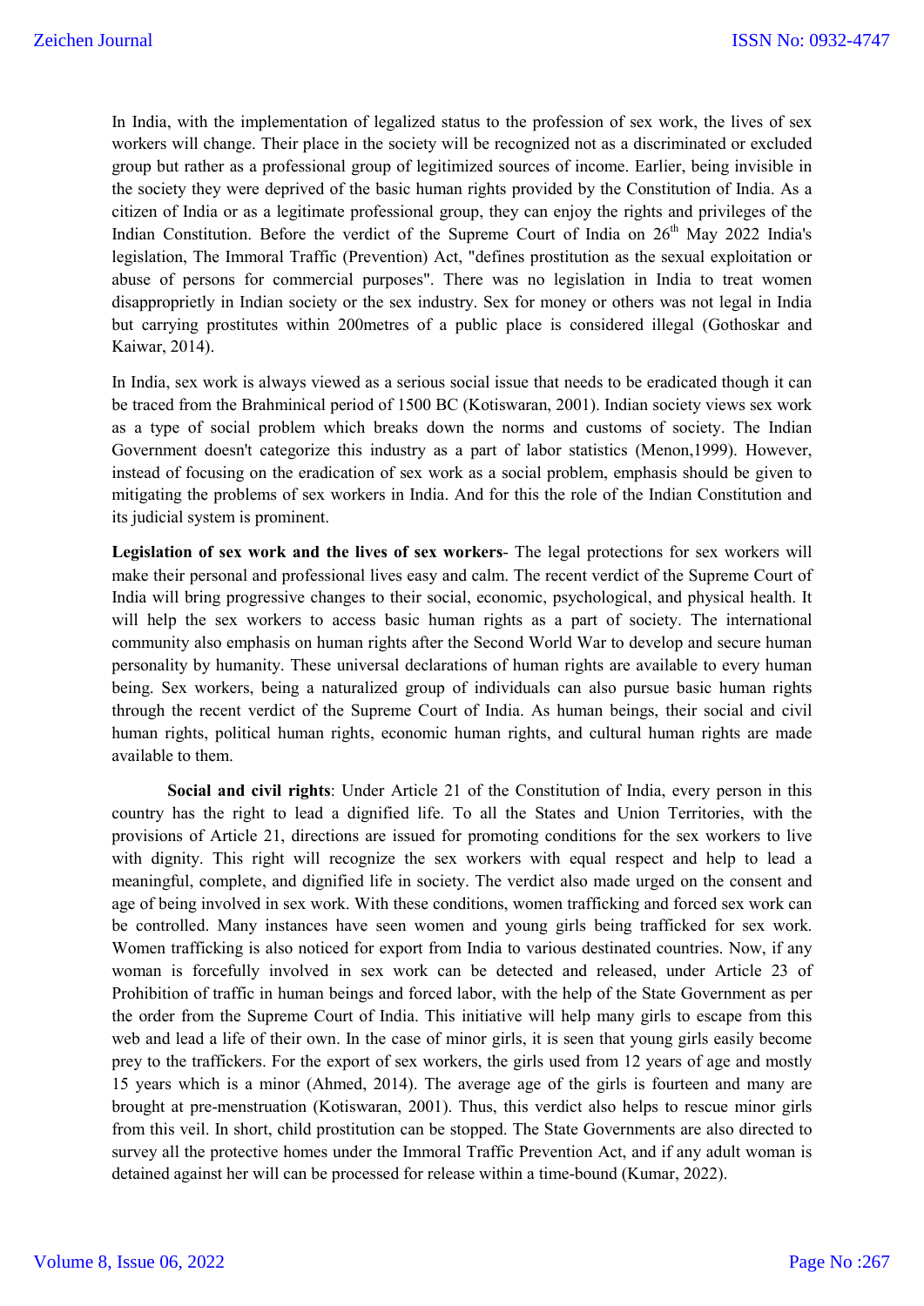In India, with the implementation of legalized status to the profession of sex work, the lives of sex workers will change. Their place in the society will be recognized not as a discriminated or excluded group but rather as a professional group of legitimized sources of income. Earlier, being invisible in the society they were deprived of the basic human rights provided by the Constitution of India. As a citizen of India or as a legitimate professional group, they can enjoy the rights and privileges of the Indian Constitution. Before the verdict of the Supreme Court of India on 26th May 2022 India's legislation, The Immoral Traffic (Prevention) Act, "defines prostitution as the sexual exploitation or abuse of persons for commercial purposes". There was no legislation in India to treat women disappropriately in Indian society or the sex industry. Sex for money or others was not legal in India but carrying prostitutes within 200metres of a public place is considered illegal (Gothoskar and Kaiwar, 2014).

In India, sex work is always viewed as a serious social issue that needs to be eradicated though it can be traced from the Brahminical period of 1500 BC (Kotiswaran, 2001). Indian society views sex work as a type of social problem which breaks down the norms and customs of society. The Indian Government doesn't categorize this industry as a part of labor statistics (Menon,1999). However, instead of focusing on the eradication of sex work as a social problem, emphasis should be given to mitigating the problems of sex workers in India. And for this the role of the Indian Constitution and its judicial system is prominent.

**Legislation of sex work and the lives of sex workers**- The legal protections for sex workers will make their personal and professional lives easy and calm. The recent verdict of the Supreme Court of India will bring progressive changes to their social, economic, psychological, and physical health. It will help the sex workers to access basic human rights as a part of society. The international community also emphasis on human rights after the Second World War to develop and secure human personality by humanity. These universal declarations of human rights are available to every human being. Sex workers, being a naturalized group of individuals can also pursue basic human rights through the recent verdict of the Supreme Court of India. As human beings, their social and civil human rights, political human rights, economic human rights, and cultural human rights are made available to them.

**Social and civil rights**: Under Article 21 of the Constitution of India, every person in this country has the right to lead a dignified life. To all the States and Union Territories, with the provisions of Article 21, directions are issued for promoting conditions for the sex workers to live with dignity. This right will recognize the sex workers with equal respect and help to lead a meaningful, complete, and dignified life in society. The verdict also made urged on the consent and age of being involved in sex work. With these conditions, women trafficking and forced sex work can be controlled. Many instances have seen women and young girls being trafficked for sex work. Women trafficking is also noticed for export from India to various destinated countries. Now, if any woman is forcefully involved in sex work can be detected and released, under Article 23 of Prohibition of traffic in human beings and forced labor, with the help of the State Government as per the order from the Supreme Court of India. This initiative will help many girls to escape from this web and lead a life of their own. In the case of minor girls, it is seen that young girls easily become prey to the traffickers. For the export of sex workers, the girls used from 12 years of age and mostly 15 years which is a minor (Ahmed, 2014). The average age of the girls is fourteen and many are brought at pre-menstruation (Kotiswaran, 2001). Thus, this verdict also helps to rescue minor girls from this veil. In short, child prostitution can be stopped. The State Governments are also directed to survey all the protective homes under the Immoral Traffic Prevention Act, and if any adult woman is detained against her will can be processed for release within a time-bound (Kumar, 2022).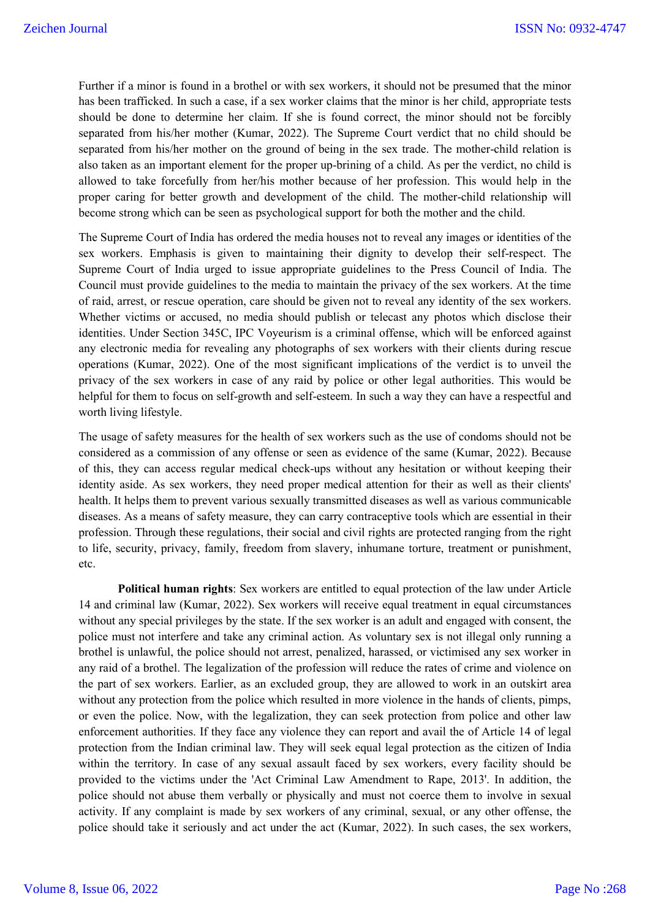Further if a minor is found in a brothel or with sex workers, it should not be presumed that the minor has been trafficked. In such a case, if a sex worker claims that the minor is her child, appropriate tests should be done to determine her claim. If she is found correct, the minor should not be forcibly separated from his/her mother (Kumar, 2022). The Supreme Court verdict that no child should be separated from his/her mother on the ground of being in the sex trade. The mother-child relation is also taken as an important element for the proper up-brining of a child. As per the verdict, no child is allowed to take forcefully from her/his mother because of her profession. This would help in the proper caring for better growth and development of the child. The mother-child relationship will become strong which can be seen as psychological support for both the mother and the child.

The Supreme Court of India has ordered the media houses not to reveal any images or identities of the sex workers. Emphasis is given to maintaining their dignity to develop their self-respect. The Supreme Court of India urged to issue appropriate guidelines to the Press Council of India. The Council must provide guidelines to the media to maintain the privacy of the sex workers. At the time of raid, arrest, or rescue operation, care should be given not to reveal any identity of the sex workers. Whether victims or accused, no media should publish or telecast any photos which disclose their identities. Under Section 345C, IPC Voyeurism is a criminal offense, which will be enforced against any electronic media for revealing any photographs of sex workers with their clients during rescue operations (Kumar, 2022). One of the most significant implications of the verdict is to unveil the privacy of the sex workers in case of any raid by police or other legal authorities. This would be helpful for them to focus on self-growth and self-esteem. In such a way they can have a respectful and worth living lifestyle.

The usage of safety measures for the health of sex workers such as the use of condoms should not be considered as a commission of any offense or seen as evidence of the same (Kumar, 2022). Because of this, they can access regular medical check-ups without any hesitation or without keeping their identity aside. As sex workers, they need proper medical attention for their as well as their clients' health. It helps them to prevent various sexually transmitted diseases as well as various communicable diseases. As a means of safety measure, they can carry contraceptive tools which are essential in their profession. Through these regulations, their social and civil rights are protected ranging from the right to life, security, privacy, family, freedom from slavery, inhumane torture, treatment or punishment, etc.

**Political human rights**: Sex workers are entitled to equal protection of the law under Article 14 and criminal law (Kumar, 2022). Sex workers will receive equal treatment in equal circumstances without any special privileges by the state. If the sex worker is an adult and engaged with consent, the police must not interfere and take any criminal action. As voluntary sex is not illegal only running a brothel is unlawful, the police should not arrest, penalized, harassed, or victimised any sex worker in any raid of a brothel. The legalization of the profession will reduce the rates of crime and violence on the part of sex workers. Earlier, as an excluded group, they are allowed to work in an outskirt area without any protection from the police which resulted in more violence in the hands of clients, pimps, or even the police. Now, with the legalization, they can seek protection from police and other law enforcement authorities. If they face any violence they can report and avail the of Article 14 of legal protection from the Indian criminal law. They will seek equal legal protection as the citizen of India within the territory. In case of any sexual assault faced by sex workers, every facility should be provided to the victims under the 'Act Criminal Law Amendment to Rape, 2013'. In addition, the police should not abuse them verbally or physically and must not coerce them to involve in sexual activity. If any complaint is made by sex workers of any criminal, sexual, or any other offense, the police should take it seriously and act under the act (Kumar, 2022). In such cases, the sex workers,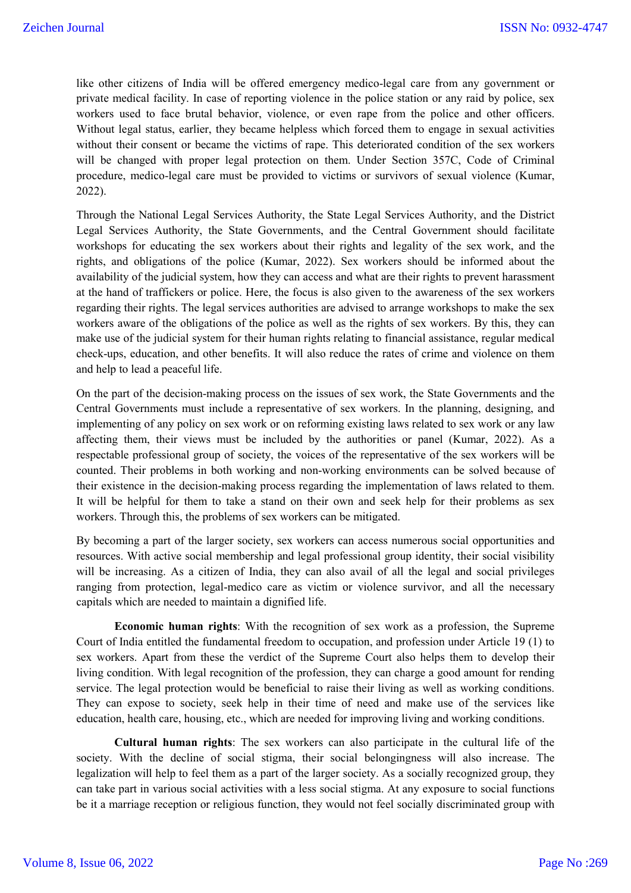like other citizens of India will be offered emergency medico-legal care from any government or private medical facility. In case of reporting violence in the police station or any raid by police, sex workers used to face brutal behavior, violence, or even rape from the police and other officers. Without legal status, earlier, they became helpless which forced them to engage in sexual activities without their consent or became the victims of rape. This deteriorated condition of the sex workers will be changed with proper legal protection on them. Under Section 357C, Code of Criminal procedure, medico-legal care must be provided to victims or survivors of sexual violence (Kumar, 2022).

Through the National Legal Services Authority, the State Legal Services Authority, and the District Legal Services Authority, the State Governments, and the Central Government should facilitate workshops for educating the sex workers about their rights and legality of the sex work, and the rights, and obligations of the police (Kumar, 2022). Sex workers should be informed about the availability of the judicial system, how they can access and what are their rights to prevent harassment at the hand of traffickers or police. Here, the focus is also given to the awareness of the sex workers regarding their rights. The legal services authorities are advised to arrange workshops to make the sex workers aware of the obligations of the police as well as the rights of sex workers. By this, they can make use of the judicial system for their human rights relating to financial assistance, regular medical check-ups, education, and other benefits. It will also reduce the rates of crime and violence on them and help to lead a peaceful life.

On the part of the decision-making process on the issues of sex work, the State Governments and the Central Governments must include a representative of sex workers. In the planning, designing, and implementing of any policy on sex work or on reforming existing laws related to sex work or any law affecting them, their views must be included by the authorities or panel (Kumar, 2022). As a respectable professional group of society, the voices of the representative of the sex workers will be counted. Their problems in both working and non-working environments can be solved because of their existence in the decision-making process regarding the implementation of laws related to them. It will be helpful for them to take a stand on their own and seek help for their problems as sex workers. Through this, the problems of sex workers can be mitigated.

By becoming a part of the larger society, sex workers can access numerous social opportunities and resources. With active social membership and legal professional group identity, their social visibility will be increasing. As a citizen of India, they can also avail of all the legal and social privileges ranging from protection, legal-medico care as victim or violence survivor, and all the necessary capitals which are needed to maintain a dignified life.

**Economic human rights**: With the recognition of sex work as a profession, the Supreme Court of India entitled the fundamental freedom to occupation, and profession under Article 19 (1) to sex workers. Apart from these the verdict of the Supreme Court also helps them to develop their living condition. With legal recognition of the profession, they can charge a good amount for rending service. The legal protection would be beneficial to raise their living as well as working conditions. They can expose to society, seek help in their time of need and make use of the services like education, health care, housing, etc., which are needed for improving living and working conditions.

**Cultural human rights**: The sex workers can also participate in the cultural life of the society. With the decline of social stigma, their social belongingness will also increase. The legalization will help to feel them as a part of the larger society. As a socially recognized group, they can take part in various social activities with a less social stigma. At any exposure to social functions be it a marriage reception or religious function, they would not feel socially discriminated group with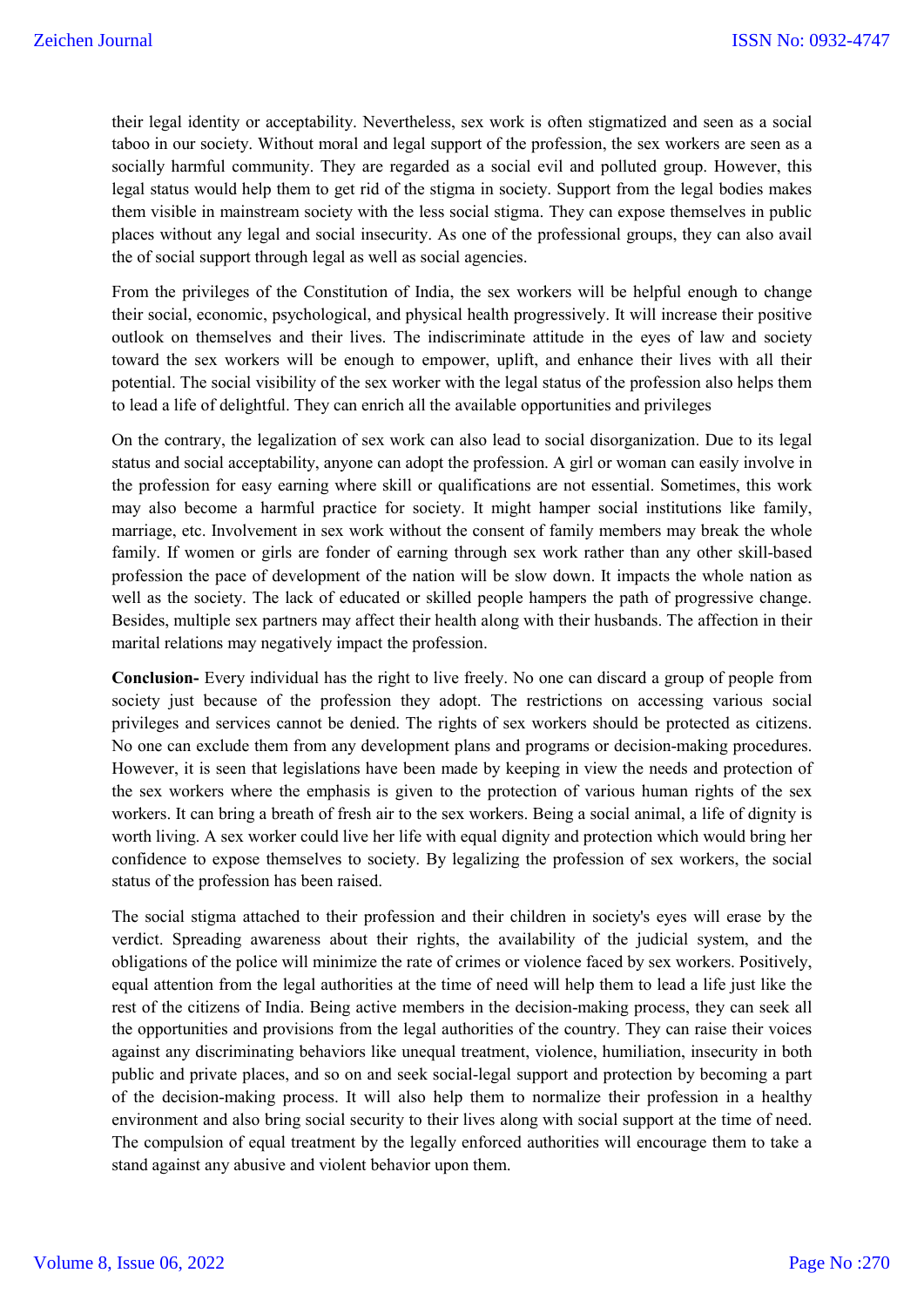their legal identity or acceptability. Nevertheless, sex work is often stigmatized and seen as a social taboo in our society. Without moral and legal support of the profession, the sex workers are seen as a socially harmful community. They are regarded as a social evil and polluted group. However, this legal status would help them to get rid of the stigma in society. Support from the legal bodies makes them visible in mainstream society with the less social stigma. They can expose themselves in public places without any legal and social insecurity. As one of the professional groups, they can also avail the of social support through legal as well as social agencies.

From the privileges of the Constitution of India, the sex workers will be helpful enough to change their social, economic, psychological, and physical health progressively. It will increase their positive outlook on themselves and their lives. The indiscriminate attitude in the eyes of law and society toward the sex workers will be enough to empower, uplift, and enhance their lives with all their potential. The social visibility of the sex worker with the legal status of the profession also helps them to lead a life of delightful. They can enrich all the available opportunities and privileges

On the contrary, the legalization of sex work can also lead to social disorganization. Due to its legal status and social acceptability, anyone can adopt the profession. A girl or woman can easily involve in the profession for easy earning where skill or qualifications are not essential. Sometimes, this work may also become a harmful practice for society. It might hamper social institutions like family, marriage, etc. Involvement in sex work without the consent of family members may break the whole family. If women or girls are fonder of earning through sex work rather than any other skill-based profession the pace of development of the nation will be slow down. It impacts the whole nation as well as the society. The lack of educated or skilled people hampers the path of progressive change. Besides, multiple sex partners may affect their health along with their husbands. The affection in their marital relations may negatively impact the profession.

**Conclusion-** Every individual has the right to live freely. No one can discard a group of people from society just because of the profession they adopt. The restrictions on accessing various social privileges and services cannot be denied. The rights of sex workers should be protected as citizens. No one can exclude them from any development plans and programs or decision-making procedures. However, it is seen that legislations have been made by keeping in view the needs and protection of the sex workers where the emphasis is given to the protection of various human rights of the sex workers. It can bring a breath of fresh air to the sex workers. Being a social animal, a life of dignity is worth living. A sex worker could live her life with equal dignity and protection which would bring her confidence to expose themselves to society. By legalizing the profession of sex workers, the social status of the profession has been raised.

The social stigma attached to their profession and their children in society's eyes will erase by the verdict. Spreading awareness about their rights, the availability of the judicial system, and the obligations of the police will minimize the rate of crimes or violence faced by sex workers. Positively, equal attention from the legal authorities at the time of need will help them to lead a life just like the rest of the citizens of India. Being active members in the decision-making process, they can seek all the opportunities and provisions from the legal authorities of the country. They can raise their voices against any discriminating behaviors like unequal treatment, violence, humiliation, insecurity in both public and private places, and so on and seek social-legal support and protection by becoming a part of the decision-making process. It will also help them to normalize their profession in a healthy environment and also bring social security to their lives along with social support at the time of need. The compulsion of equal treatment by the legally enforced authorities will encourage them to take a stand against any abusive and violent behavior upon them.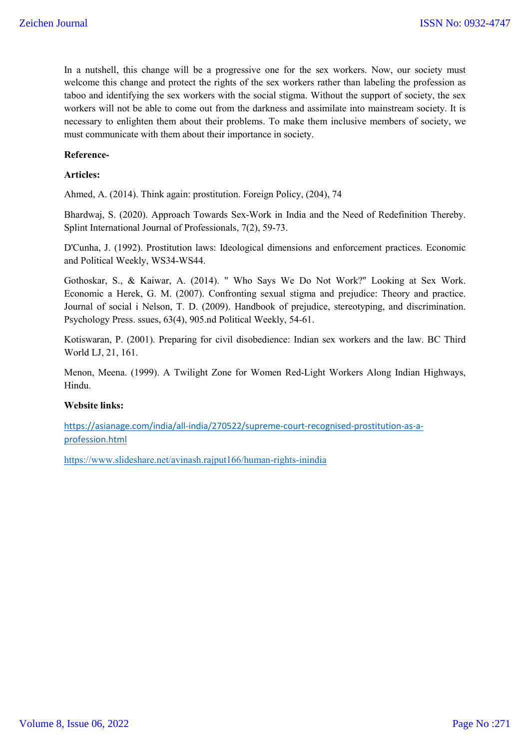In a nutshell, this change will be a progressive one for the sex workers. Now, our society must welcome this change and protect the rights of the sex workers rather than labeling the profession as taboo and identifying the sex workers with the social stigma. Without the support of society, the sex workers will not be able to come out from the darkness and assimilate into mainstream society. It is necessary to enlighten them about their problems. To make them inclusive members of society, we must communicate with them about their importance in society.

**Reference-**

**Articles:**

Ahmed, A. (2014). Think again: prostitution. Foreign Policy, (204), 74

Bhardwaj, S. (2020). Approach Towards Sex-Work in India and the Need of Redefinition Thereby. Splint International Journal of Professionals, 7(2), 59-73.

D'Cunha, J. (1992). Prostitution laws: Ideological dimensions and enforcement practices. Economic and Political Weekly, WS34-WS44.

Gothoskar, S., & Kaiwar, A. (2014). " Who Says We Do Not Work?" Looking at Sex Work. Economic a Herek, G. M. (2007). Confronting sexual stigma and prejudice: Theory and practice. Journal of social i Nelson, T. D. (2009). Handbook of prejudice, stereotyping, and discrimination. Psychology Press. ssues, 63(4), 905.nd Political Weekly, 54-61.

Kotiswaran, P. (2001). Preparing for civil disobedience: Indian sex workers and the law. BC Third World LJ, 21, 161.

Menon, Meena. (1999). A Twilight Zone for Women Red-Light Workers Along Indian Highways, Hindu.

**Website links:**

https://asianage.com/india/all-india/270522/supreme-court-recognised-prostitution-as-a-profession.html

https://www.slideshare.net/avinash.rajput166/human-rights-inindia